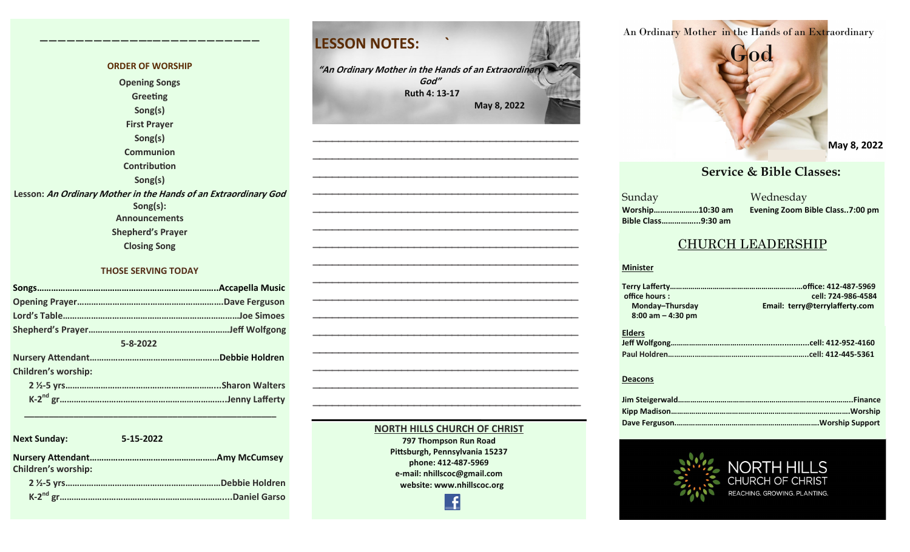## ORDER OF WORSHIP

Opening Songs
Greeting
Song(s)
First Prayer
Song(s)
Communion
Contribution
Song(s)
Lesson: *An Ordinary Mother in the Hands of an Extraordinary God*
Song(s):
Announcements
Shepherd's Prayer
Closing Song

## THOSE SERVING TODAY

**Songs**……………………………………………………………Accapella Music
**Opening Prayer**……………………………………………Dave Ferguson
**Lord's Table**…………………………………………………Joe Simoes
**Shepherd's Prayer**…………………………………………Jeff Wolfgong

**5-8-2022**

**Nursery Attendant**………………………………………Debbie Holdren
**Children's worship:**
2 ½-5 yrs………………………………………………………Sharon Walters
K-2nd gr………………………………………………………Jenny Lafferty

---

**Next Sunday: 5-15-2022**

**Nursery Attendant**………………………………………Amy McCumsey
**Children's worship:**
2 ½-5 yrs………………………………………………………Debbie Holdren
K-2nd gr………………………………………………………Daniel Garso

# LESSON NOTES:

*"An Ordinary Mother in the Hands of an Extraordinary God"*
Ruth 4: 13-17
May 8, 2022

______________________________________________
______________________________________________
______________________________________________
______________________________________________
______________________________________________
______________________________________________
______________________________________________
______________________________________________
______________________________________________
______________________________________________
______________________________________________
______________________________________________
______________________________________________
______________________________________________
______________________________________________
______________________________________________

**NORTH HILLS CHURCH OF CHRIST**
797 Thompson Run Road
Pittsburgh, Pennsylvania 15237
phone: 412-487-5969
e-mail: nhillscoc@gmail.com
website: www.nhillscoc.org

# An Ordinary Mother in the Hands of an Extraordinary God

**May 8, 2022**

## Service & Bible Classes:

**Sunday**
Worship…………………10:30 am
Bible Class………………9:30 am

**Wednesday**
Evening Zoom Bible Class..7:00 pm

## CHURCH LEADERSHIP

**Minister**

Terry Lafferty…………………………………………office: 412-487-5969
office hours : cell: 724-986-4584
Monday–Thursday
8:00 am – 4:30 pm
Email: terry@terrylafferty.com

**Elders**

Jeff Wolfgong…………………………………………cell: 412-952-4160
Paul Holdren……………………………………………cell: 412-445-5361

**Deacons**

Jim Steigerwald…………………………………………Finance
Kipp Madison……………………………………………Worship
Dave Ferguson…………………………………………Worship Support

NORTH HILLS CHURCH OF CHRIST
REACHING. GROWING. PLANTING.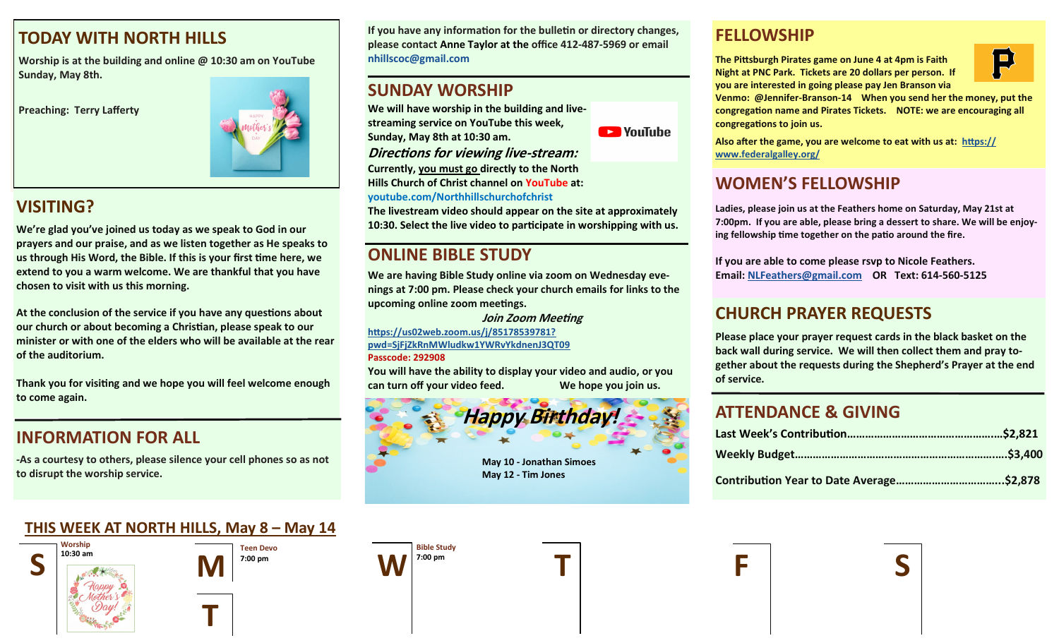## TODAY WITH NORTH HILLS

**Worship is at the building and online @ 10:30 am on YouTube Sunday, May 8th.**

**Preaching: Terry Lafferty**

## VISITING?

**We're glad you've joined us today as we speak to God in our prayers and our praise, and as we listen together as He speaks to us through His Word, the Bible. If this is your first time here, we extend to you a warm welcome. We are thankful that you have chosen to visit with us this morning.**

**At the conclusion of the service if you have any questions about our church or about becoming a Christian, please speak to our minister or with one of the elders who will be available at the rear of the auditorium.**

**Thank you for visiting and we hope you will feel welcome enough to come again.**

## INFORMATION FOR ALL

**-As a courtesy to others, please silence your cell phones so as not to disrupt the worship service.**

**If you have any information for the bulletin or directory changes, please contact Anne Taylor at the office 412-487-5969 or email nhillscoc@gmail.com**

## SUNDAY WORSHIP

**We will have worship in the building and live-streaming service on YouTube this week, Sunday, May 8th at 10:30 am.**

***Directions for viewing live-stream:***

**Currently, you must go directly to the North Hills Church of Christ channel on YouTube at: youtube.com/Northhillschurchofchrist**

**The livestream video should appear on the site at approximately 10:30. Select the live video to participate in worshipping with us.**

## ONLINE BIBLE STUDY

**We are having Bible Study online via zoom on Wednesday evenings at 7:00 pm. Please check your church emails for links to the upcoming online zoom meetings.**

***Join Zoom Meeting***

**https://us02web.zoom.us/j/85178539781?pwd=SjFjZkRnMWludkw1YWRvYkdnenJ3QT09**

**Passcode: 292908**

**You will have the ability to display your video and audio, or you can turn off your video feed. We hope you join us.**

***Happy Birthday!***

**May 10 - Jonathan Simoes**
**May 12 - Tim Jones**

## FELLOWSHIP

**The Pittsburgh Pirates game on June 4 at 4pm is Faith Night at PNC Park. Tickets are 20 dollars per person. If you are interested in going please pay Jen Branson via Venmo: @Jennifer-Branson-14 When you send her the money, put the congregation name and Pirates Tickets. NOTE: we are encouraging all congregations to join us.**

**Also after the game, you are welcome to eat with us at: https://www.federalgalley.org/**

## WOMEN'S FELLOWSHIP

**Ladies, please join us at the Feathers home on Saturday, May 21st at 7:00pm. If you are able, please bring a dessert to share. We will be enjoying fellowship time together on the patio around the fire.**

**If you are able to come please rsvp to Nicole Feathers. Email: NLFeathers@gmail.com OR Text: 614-560-5125**

## CHURCH PRAYER REQUESTS

**Please place your prayer request cards in the black basket on the back wall during service. We will then collect them and pray together about the requests during the Shepherd's Prayer at the end of service.**

## ATTENDANCE & GIVING

**Last Week's Contribution……………………………………………$2,821**

**Weekly Budget……………………………………………………………$3,400**

**Contribution Year to Date Average………………………………$2,878**

## THIS WEEK AT NORTH HILLS, May 8 – May 14

**S** — Worship 10:30 am

**M** — Teen Devo 7:00 pm

**T**

**W** — Bible Study 7:00 pm

**T**

**F**

**S**